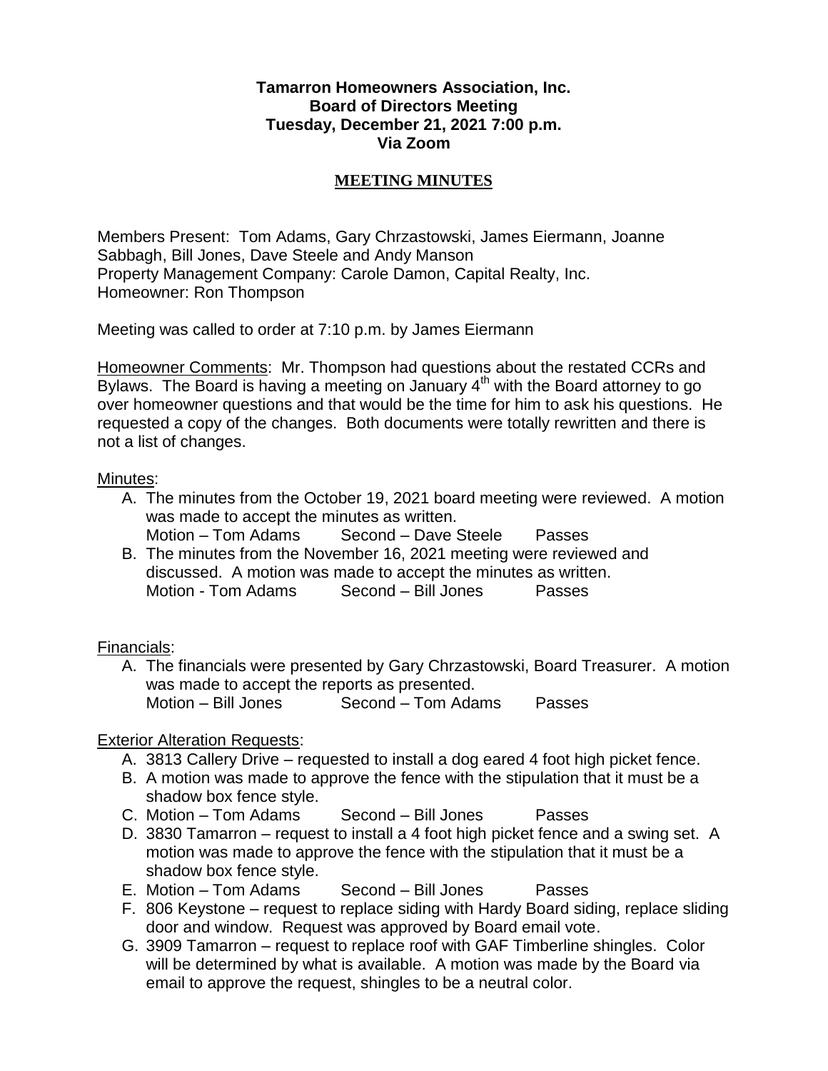**Tamarron Homeowners Association, Inc.**
**Board of Directors Meeting**
**Tuesday, December 21, 2021 7:00 p.m.**
**Via Zoom**

# MEETING MINUTES

Members Present: Tom Adams, Gary Chrzastowski, James Eiermann, Joanne Sabbagh, Bill Jones, Dave Steele and Andy Manson
Property Management Company: Carole Damon, Capital Realty, Inc.
Homeowner: Ron Thompson

Meeting was called to order at 7:10 p.m. by James Eiermann

Homeowner Comments: Mr. Thompson had questions about the restated CCRs and Bylaws. The Board is having a meeting on January 4th with the Board attorney to go over homeowner questions and that would be the time for him to ask his questions. He requested a copy of the changes. Both documents were totally rewritten and there is not a list of changes.

Minutes:

A. The minutes from the October 19, 2021 board meeting were reviewed. A motion was made to accept the minutes as written.
   Motion – Tom Adams    Second – Dave Steele    Passes
B. The minutes from the November 16, 2021 meeting were reviewed and discussed. A motion was made to accept the minutes as written.
   Motion - Tom Adams    Second – Bill Jones    Passes

Financials:

A. The financials were presented by Gary Chrzastowski, Board Treasurer. A motion was made to accept the reports as presented.
   Motion – Bill Jones    Second – Tom Adams    Passes

Exterior Alteration Requests:

A. 3813 Callery Drive – requested to install a dog eared 4 foot high picket fence.
B. A motion was made to approve the fence with the stipulation that it must be a shadow box fence style.
C. Motion – Tom Adams    Second – Bill Jones    Passes
D. 3830 Tamarron – request to install a 4 foot high picket fence and a swing set. A motion was made to approve the fence with the stipulation that it must be a shadow box fence style.
E. Motion – Tom Adams    Second – Bill Jones    Passes
F. 806 Keystone – request to replace siding with Hardy Board siding, replace sliding door and window. Request was approved by Board email vote.
G. 3909 Tamarron – request to replace roof with GAF Timberline shingles. Color will be determined by what is available. A motion was made by the Board via email to approve the request, shingles to be a neutral color.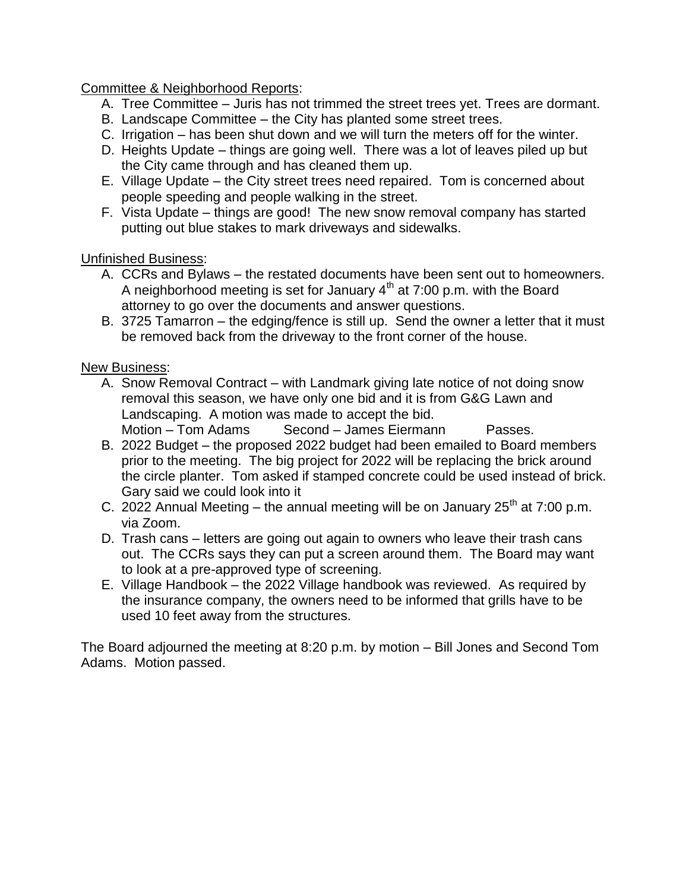Committee & Neighborhood Reports:

A. Tree Committee – Juris has not trimmed the street trees yet. Trees are dormant.
B. Landscape Committee – the City has planted some street trees.
C. Irrigation – has been shut down and we will turn the meters off for the winter.
D. Heights Update – things are going well. There was a lot of leaves piled up but the City came through and has cleaned them up.
E. Village Update – the City street trees need repaired. Tom is concerned about people speeding and people walking in the street.
F. Vista Update – things are good! The new snow removal company has started putting out blue stakes to mark driveways and sidewalks.

Unfinished Business:

A. CCRs and Bylaws – the restated documents have been sent out to homeowners. A neighborhood meeting is set for January 4th at 7:00 p.m. with the Board attorney to go over the documents and answer questions.
B. 3725 Tamarron – the edging/fence is still up. Send the owner a letter that it must be removed back from the driveway to the front corner of the house.

New Business:

A. Snow Removal Contract – with Landmark giving late notice of not doing snow removal this season, we have only one bid and it is from G&G Lawn and Landscaping. A motion was made to accept the bid.
   Motion – Tom Adams     Second – James Eiermann     Passes.
B. 2022 Budget – the proposed 2022 budget had been emailed to Board members prior to the meeting. The big project for 2022 will be replacing the brick around the circle planter. Tom asked if stamped concrete could be used instead of brick. Gary said we could look into it
C. 2022 Annual Meeting – the annual meeting will be on January 25th at 7:00 p.m. via Zoom.
D. Trash cans – letters are going out again to owners who leave their trash cans out. The CCRs says they can put a screen around them. The Board may want to look at a pre-approved type of screening.
E. Village Handbook – the 2022 Village handbook was reviewed. As required by the insurance company, the owners need to be informed that grills have to be used 10 feet away from the structures.

The Board adjourned the meeting at 8:20 p.m. by motion – Bill Jones and Second Tom Adams. Motion passed.